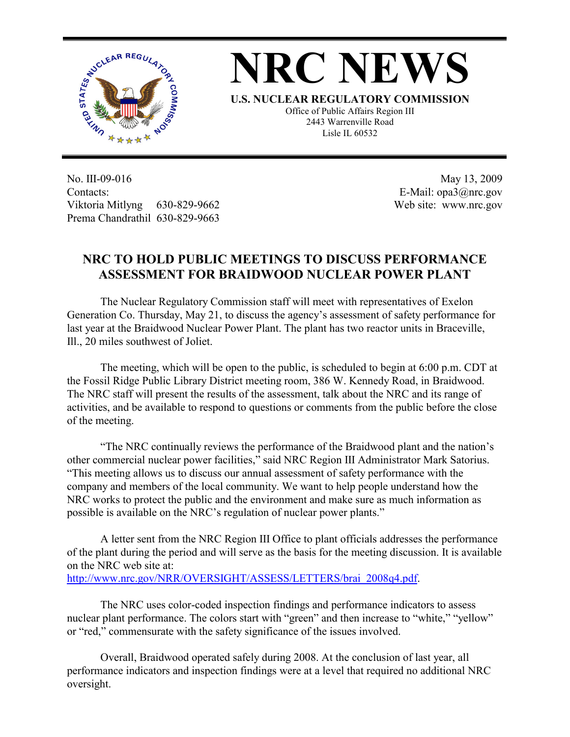# NRC NEWS

**U.S. NUCLEAR REGULATORY COMMISSION**

Office of Public Affairs Region III
2443 Warrenville Road
Lisle IL 60532

No. III-09-016
Contacts:
Viktoria Mitlyng 630-829-9662
Prema Chandrathil 630-829-9663

May 13, 2009
E-Mail: opa3@nrc.gov
Web site: www.nrc.gov

## NRC TO HOLD PUBLIC MEETINGS TO DISCUSS PERFORMANCE ASSESSMENT FOR BRAIDWOOD NUCLEAR POWER PLANT

The Nuclear Regulatory Commission staff will meet with representatives of Exelon Generation Co. Thursday, May 21, to discuss the agency's assessment of safety performance for last year at the Braidwood Nuclear Power Plant. The plant has two reactor units in Braceville, Ill., 20 miles southwest of Joliet.

The meeting, which will be open to the public, is scheduled to begin at 6:00 p.m. CDT at the Fossil Ridge Public Library District meeting room, 386 W. Kennedy Road, in Braidwood. The NRC staff will present the results of the assessment, talk about the NRC and its range of activities, and be available to respond to questions or comments from the public before the close of the meeting.

"The NRC continually reviews the performance of the Braidwood plant and the nation's other commercial nuclear power facilities," said NRC Region III Administrator Mark Satorius. "This meeting allows us to discuss our annual assessment of safety performance with the company and members of the local community. We want to help people understand how the NRC works to protect the public and the environment and make sure as much information as possible is available on the NRC's regulation of nuclear power plants."

A letter sent from the NRC Region III Office to plant officials addresses the performance of the plant during the period and will serve as the basis for the meeting discussion. It is available on the NRC web site at:
http://www.nrc.gov/NRR/OVERSIGHT/ASSESS/LETTERS/brai_2008q4.pdf.

The NRC uses color-coded inspection findings and performance indicators to assess nuclear plant performance. The colors start with "green" and then increase to "white," "yellow" or "red," commensurate with the safety significance of the issues involved.

Overall, Braidwood operated safely during 2008. At the conclusion of last year, all performance indicators and inspection findings were at a level that required no additional NRC oversight.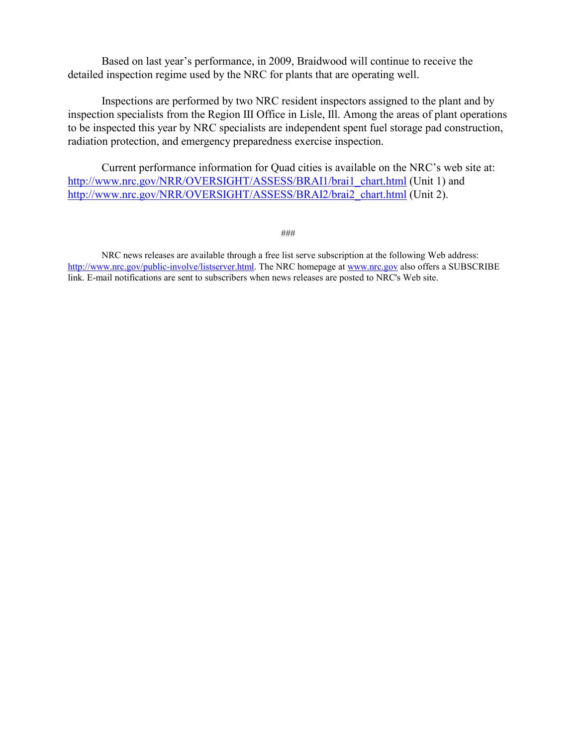Based on last year's performance, in 2009, Braidwood will continue to receive the detailed inspection regime used by the NRC for plants that are operating well.

Inspections are performed by two NRC resident inspectors assigned to the plant and by inspection specialists from the Region III Office in Lisle, Ill. Among the areas of plant operations to be inspected this year by NRC specialists are independent spent fuel storage pad construction, radiation protection, and emergency preparedness exercise inspection.

Current performance information for Quad cities is available on the NRC's web site at: http://www.nrc.gov/NRR/OVERSIGHT/ASSESS/BRAI1/brai1_chart.html (Unit 1) and http://www.nrc.gov/NRR/OVERSIGHT/ASSESS/BRAI2/brai2_chart.html (Unit 2).

###

NRC news releases are available through a free list serve subscription at the following Web address: http://www.nrc.gov/public-involve/listserver.html. The NRC homepage at www.nrc.gov also offers a SUBSCRIBE link. E-mail notifications are sent to subscribers when news releases are posted to NRC's Web site.